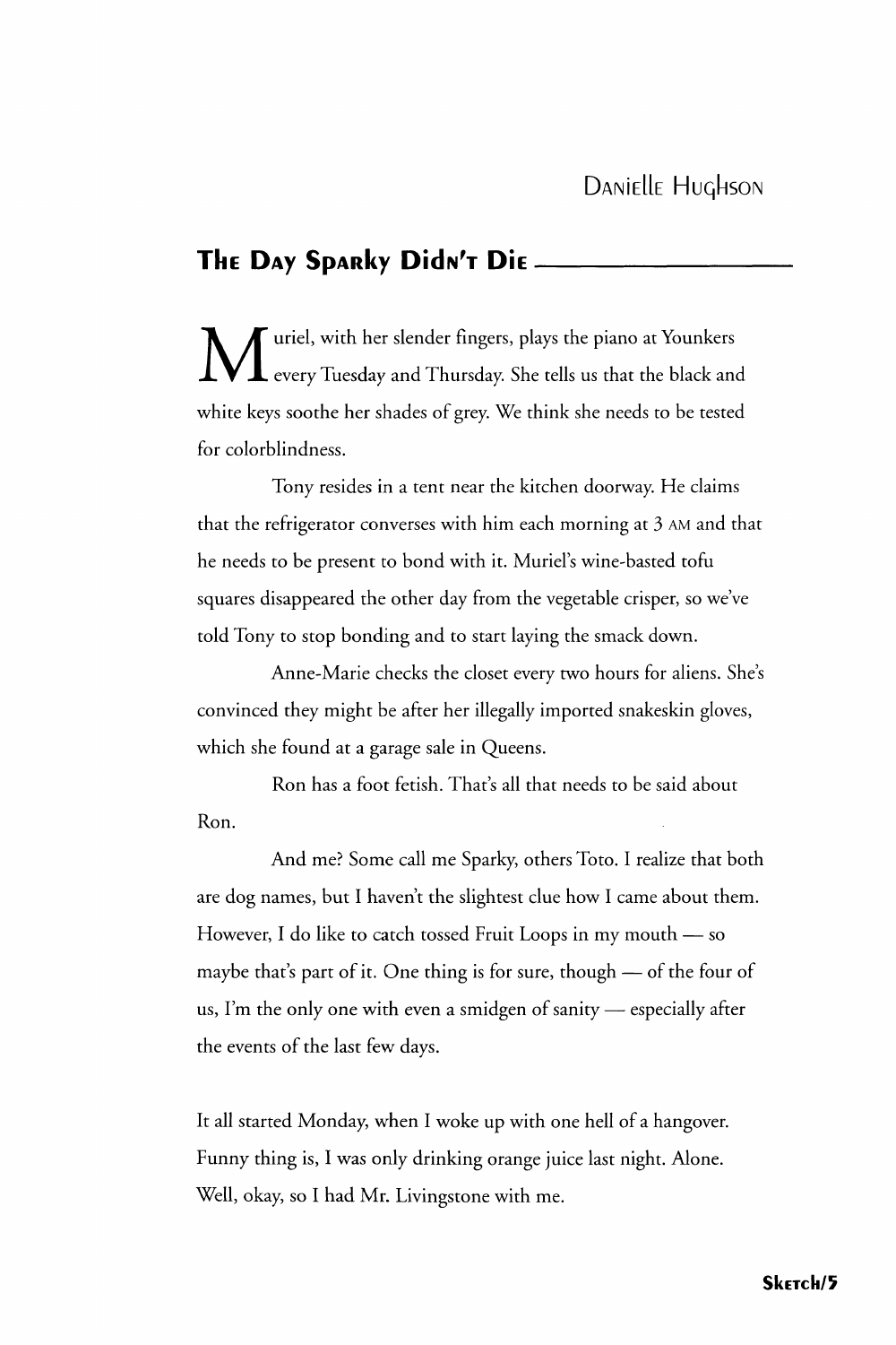Danielle Hughson

## The Day Sparky Didn't Die

Muriel, with her slender fingers, plays the piano at Younkers every Tuesday and Thursday. She tells us that the black and white keys soothe her shades of grey. We think she needs to be tested for colorblindness.

Tony resides in a tent near the kitchen doorway. He claims that the refrigerator converses with him each morning at 3 AM and that he needs to be present to bond with it. Muriel's wine-basted tofu squares disappeared the other day from the vegetable crisper, so we've told Tony to stop bonding and to start laying the smack down.

Anne-Marie checks the closet every two hours for aliens. She's convinced they might be after her illegally imported snakeskin gloves, which she found at a garage sale in Queens.

Ron has a foot fetish. That's all that needs to be said about Ron.

And me? Some call me Sparky, others Toto. I realize that both are dog names, but I haven't the slightest clue how I came about them. However, I do like to catch tossed Fruit Loops in my mouth — so maybe that's part of it. One thing is for sure, though — of the four of us, I'm the only one with even a smidgen of sanity — especially after the events of the last few days.

It all started Monday, when I woke up with one hell of a hangover. Funny thing is, I was only drinking orange juice last night. Alone. Well, okay, so I had Mr. Livingstone with me.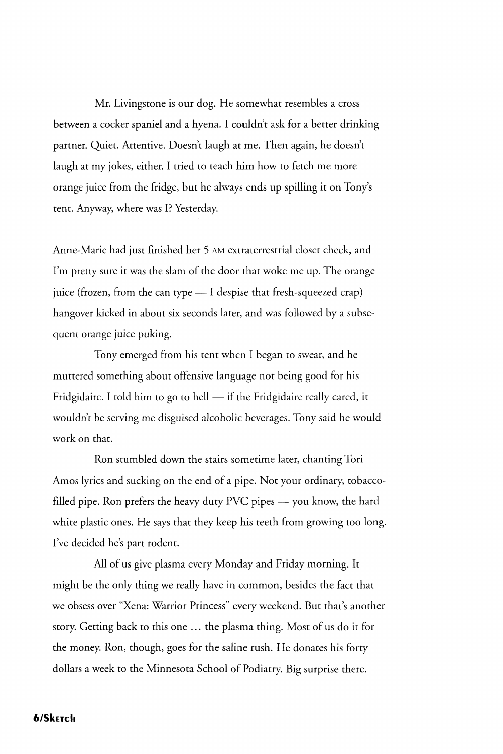Mr. Livingstone is our dog. He somewhat resembles a cross between a cocker spaniel and a hyena. I couldn't ask for a better drinking partner. Quiet. Attentive. Doesn't laugh at me. Then again, he doesn't laugh at my jokes, either. I tried to teach him how to fetch me more orange juice from the fridge, but he always ends up spilling it on Tony's tent. Anyway, where was I? Yesterday.

Anne-Marie had just finished her 5 AM extraterrestrial closet check, and I'm pretty sure it was the slam of the door that woke me up. The orange juice (frozen, from the can type — I despise that fresh-squeezed crap) hangover kicked in about six seconds later, and was followed by a subsequent orange juice puking.

Tony emerged from his tent when I began to swear, and he muttered something about offensive language not being good for his Fridgidaire. I told him to go to hell — if the Fridgidaire really cared, it wouldn't be serving me disguised alcoholic beverages. Tony said he would work on that.

Ron stumbled down the stairs sometime later, chanting Tori Amos lyrics and sucking on the end of a pipe. Not your ordinary, tobacco-filled pipe. Ron prefers the heavy duty PVC pipes — you know, the hard white plastic ones. He says that they keep his teeth from growing too long. I've decided he's part rodent.

All of us give plasma every Monday and Friday morning. It might be the only thing we really have in common, besides the fact that we obsess over "Xena: Warrior Princess" every weekend. But that's another story. Getting back to this one … the plasma thing. Most of us do it for the money. Ron, though, goes for the saline rush. He donates his forty dollars a week to the Minnesota School of Podiatry. Big surprise there.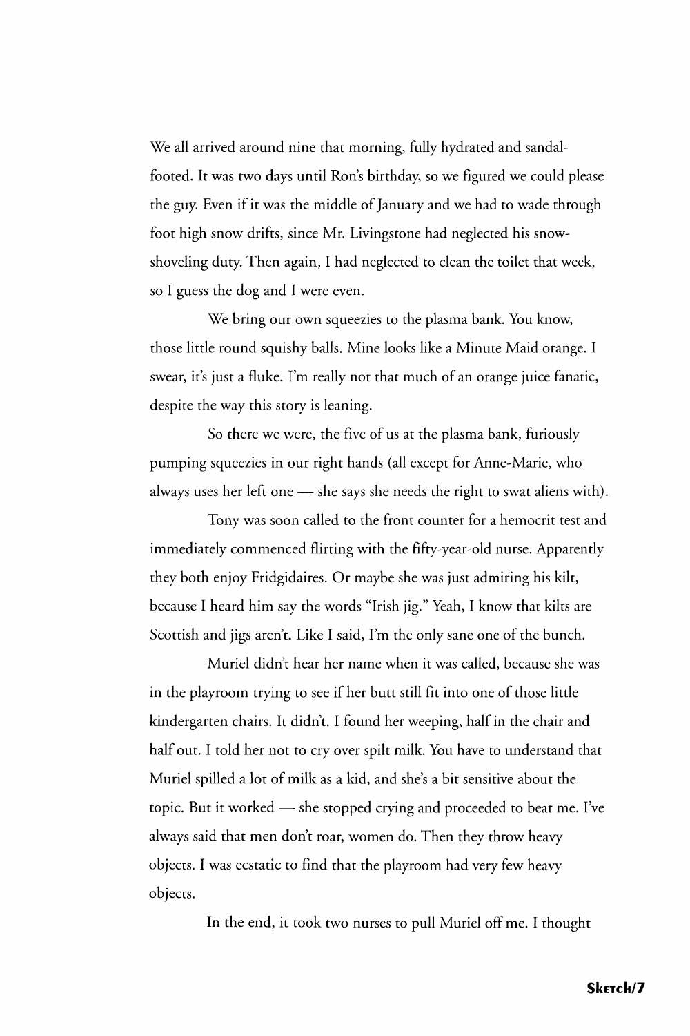We all arrived around nine that morning, fully hydrated and sandal-footed. It was two days until Ron's birthday, so we figured we could please the guy. Even if it was the middle of January and we had to wade through foot high snow drifts, since Mr. Livingstone had neglected his snow-shoveling duty. Then again, I had neglected to clean the toilet that week, so I guess the dog and I were even.

We bring our own squeezies to the plasma bank. You know, those little round squishy balls. Mine looks like a Minute Maid orange. I swear, it's just a fluke. I'm really not that much of an orange juice fanatic, despite the way this story is leaning.

So there we were, the five of us at the plasma bank, furiously pumping squeezies in our right hands (all except for Anne-Marie, who always uses her left one — she says she needs the right to swat aliens with).

Tony was soon called to the front counter for a hemocrit test and immediately commenced flirting with the fifty-year-old nurse. Apparently they both enjoy Fridgidaires. Or maybe she was just admiring his kilt, because I heard him say the words "Irish jig." Yeah, I know that kilts are Scottish and jigs aren't. Like I said, I'm the only sane one of the bunch.

Muriel didn't hear her name when it was called, because she was in the playroom trying to see if her butt still fit into one of those little kindergarten chairs. It didn't. I found her weeping, half in the chair and half out. I told her not to cry over spilt milk. You have to understand that Muriel spilled a lot of milk as a kid, and she's a bit sensitive about the topic. But it worked — she stopped crying and proceeded to beat me. I've always said that men don't roar, women do. Then they throw heavy objects. I was ecstatic to find that the playroom had very few heavy objects.

In the end, it took two nurses to pull Muriel off me. I thought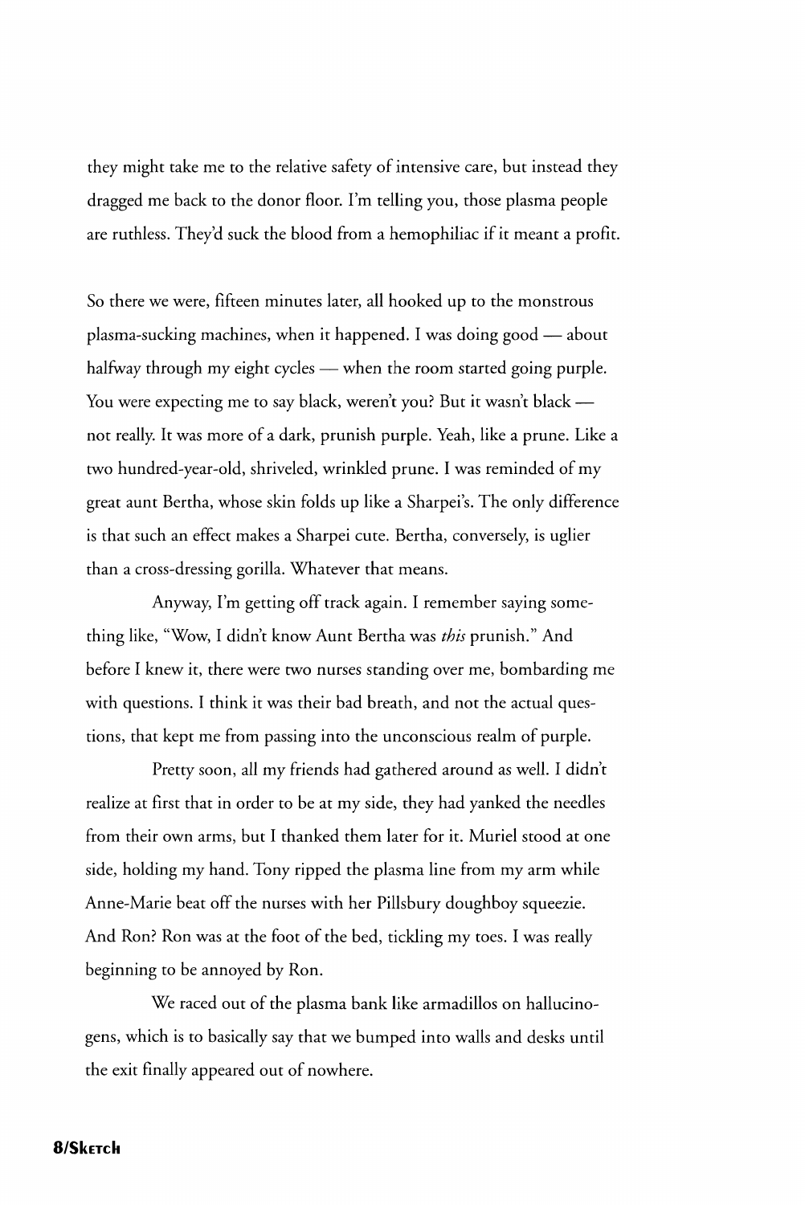they might take me to the relative safety of intensive care, but instead they dragged me back to the donor floor. I'm telling you, those plasma people are ruthless. They'd suck the blood from a hemophiliac if it meant a profit.

So there we were, fifteen minutes later, all hooked up to the monstrous plasma-sucking machines, when it happened. I was doing good — about halfway through my eight cycles — when the room started going purple. You were expecting me to say black, weren't you? But it wasn't black — not really. It was more of a dark, prunish purple. Yeah, like a prune. Like a two hundred-year-old, shriveled, wrinkled prune. I was reminded of my great aunt Bertha, whose skin folds up like a Sharpei's. The only difference is that such an effect makes a Sharpei cute. Bertha, conversely, is uglier than a cross-dressing gorilla. Whatever that means.

Anyway, I'm getting off track again. I remember saying something like, "Wow, I didn't know Aunt Bertha was *this* prunish." And before I knew it, there were two nurses standing over me, bombarding me with questions. I think it was their bad breath, and not the actual questions, that kept me from passing into the unconscious realm of purple.

Pretty soon, all my friends had gathered around as well. I didn't realize at first that in order to be at my side, they had yanked the needles from their own arms, but I thanked them later for it. Muriel stood at one side, holding my hand. Tony ripped the plasma line from my arm while Anne-Marie beat off the nurses with her Pillsbury doughboy squeezie. And Ron? Ron was at the foot of the bed, tickling my toes. I was really beginning to be annoyed by Ron.

We raced out of the plasma bank like armadillos on hallucinogens, which is to basically say that we bumped into walls and desks until the exit finally appeared out of nowhere.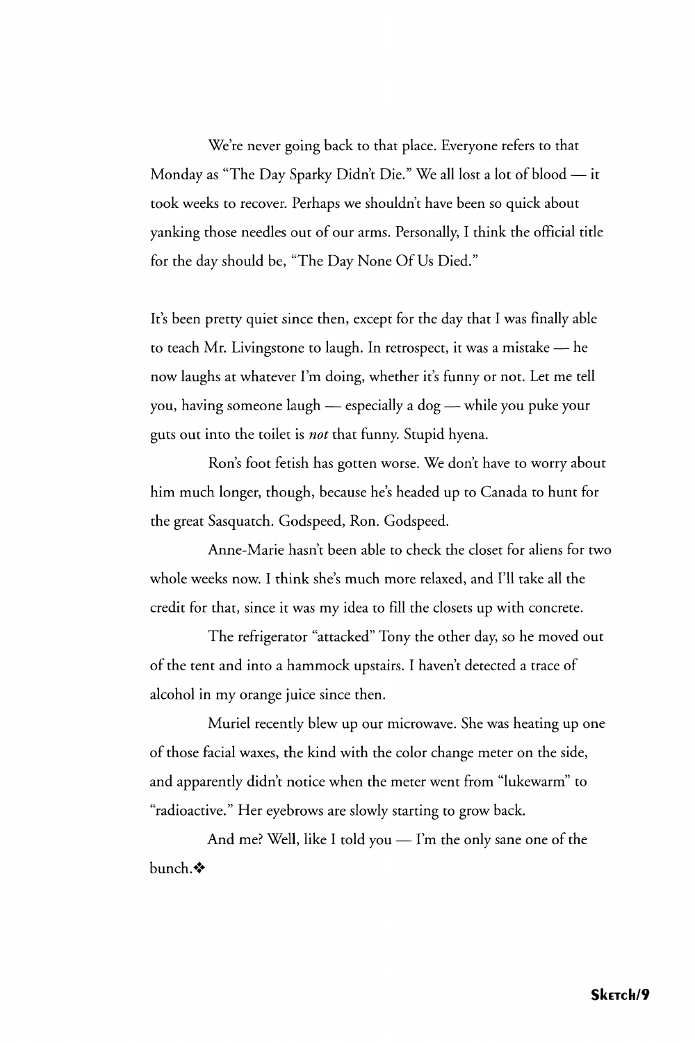We're never going back to that place. Everyone refers to that Monday as "The Day Sparky Didn't Die." We all lost a lot of blood — it took weeks to recover. Perhaps we shouldn't have been so quick about yanking those needles out of our arms. Personally, I think the official title for the day should be, "The Day None Of Us Died."

It's been pretty quiet since then, except for the day that I was finally able to teach Mr. Livingstone to laugh. In retrospect, it was a mistake — he now laughs at whatever I'm doing, whether it's funny or not. Let me tell you, having someone laugh — especially a dog — while you puke your guts out into the toilet is *not* that funny. Stupid hyena.

Ron's foot fetish has gotten worse. We don't have to worry about him much longer, though, because he's headed up to Canada to hunt for the great Sasquatch. Godspeed, Ron. Godspeed.

Anne-Marie hasn't been able to check the closet for aliens for two whole weeks now. I think she's much more relaxed, and I'll take all the credit for that, since it was my idea to fill the closets up with concrete.

The refrigerator "attacked" Tony the other day, so he moved out of the tent and into a hammock upstairs. I haven't detected a trace of alcohol in my orange juice since then.

Muriel recently blew up our microwave. She was heating up one of those facial waxes, the kind with the color change meter on the side, and apparently didn't notice when the meter went from "lukewarm" to "radioactive." Her eyebrows are slowly starting to grow back.

And me? Well, like I told you — I'm the only sane one of the bunch.❖